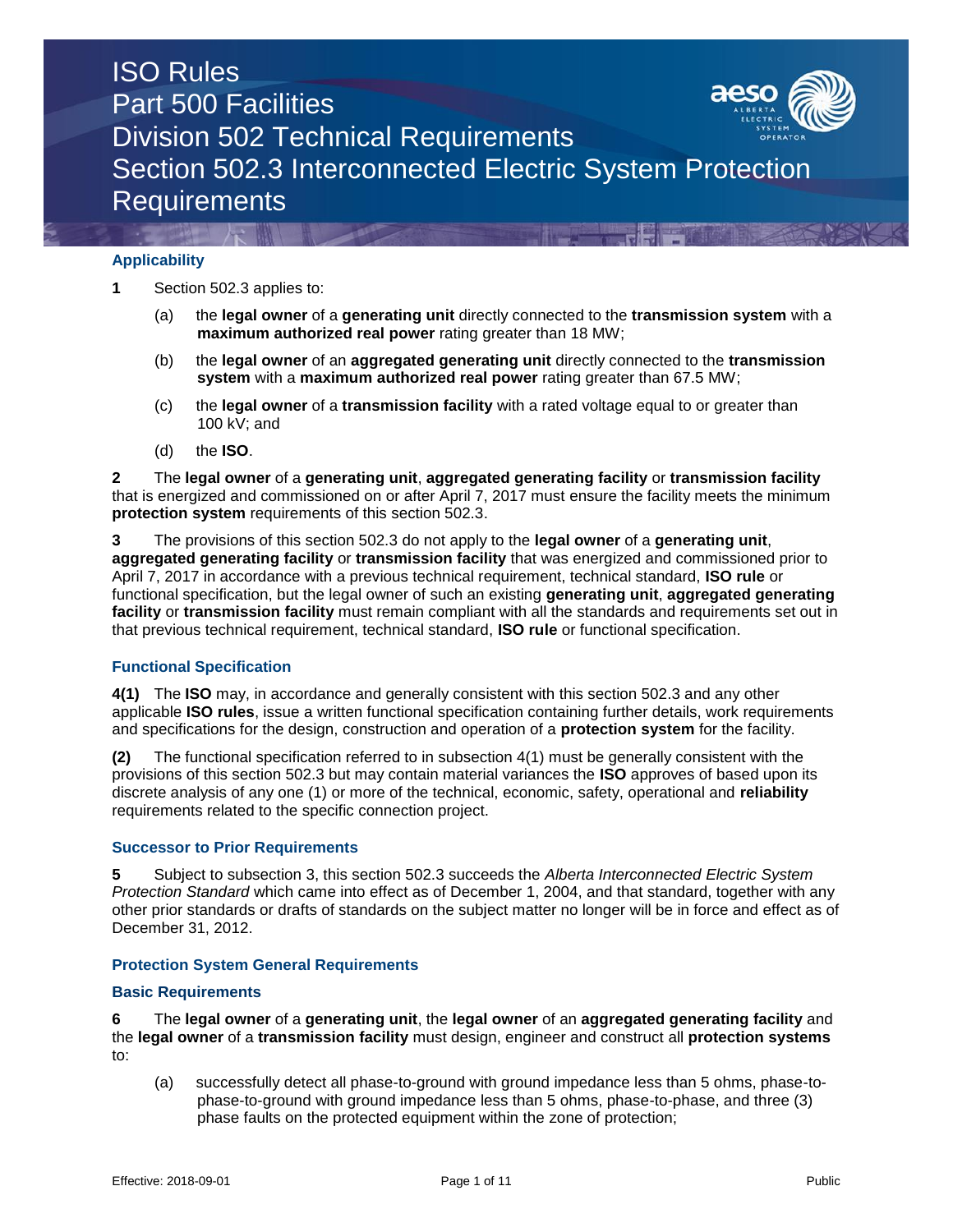# ISO Rules
# Part 500 Facilities
# Division 502 Technical Requirements
# Section 502.3 Interconnected Electric System Protection Requirements

## Applicability

**1** Section 502.3 applies to:

(a) the **legal owner** of a **generating unit** directly connected to the **transmission system** with a **maximum authorized real power** rating greater than 18 MW;

(b) the **legal owner** of an **aggregated generating unit** directly connected to the **transmission system** with a **maximum authorized real power** rating greater than 67.5 MW;

(c) the **legal owner** of a **transmission facility** with a rated voltage equal to or greater than 100 kV; and

(d) the **ISO**.

**2** The **legal owner** of a **generating unit**, **aggregated generating facility** or **transmission facility** that is energized and commissioned on or after April 7, 2017 must ensure the facility meets the minimum **protection system** requirements of this section 502.3.

**3** The provisions of this section 502.3 do not apply to the **legal owner** of a **generating unit**, **aggregated generating facility** or **transmission facility** that was energized and commissioned prior to April 7, 2017 in accordance with a previous technical requirement, technical standard, **ISO rule** or functional specification, but the legal owner of such an existing **generating unit**, **aggregated generating facility** or **transmission facility** must remain compliant with all the standards and requirements set out in that previous technical requirement, technical standard, **ISO rule** or functional specification.

## Functional Specification

**4(1)** The **ISO** may, in accordance and generally consistent with this section 502.3 and any other applicable **ISO rules**, issue a written functional specification containing further details, work requirements and specifications for the design, construction and operation of a **protection system** for the facility.

**(2)** The functional specification referred to in subsection 4(1) must be generally consistent with the provisions of this section 502.3 but may contain material variances the **ISO** approves of based upon its discrete analysis of any one (1) or more of the technical, economic, safety, operational and **reliability** requirements related to the specific connection project.

## Successor to Prior Requirements

**5** Subject to subsection 3, this section 502.3 succeeds the *Alberta Interconnected Electric System Protection Standard* which came into effect as of December 1, 2004, and that standard, together with any other prior standards or drafts of standards on the subject matter no longer will be in force and effect as of December 31, 2012.

## Protection System General Requirements

### Basic Requirements

**6** The **legal owner** of a **generating unit**, the **legal owner** of an **aggregated generating facility** and the **legal owner** of a **transmission facility** must design, engineer and construct all **protection systems** to:

(a) successfully detect all phase-to-ground with ground impedance less than 5 ohms, phase-to-phase-to-ground with ground impedance less than 5 ohms, phase-to-phase, and three (3) phase faults on the protected equipment within the zone of protection;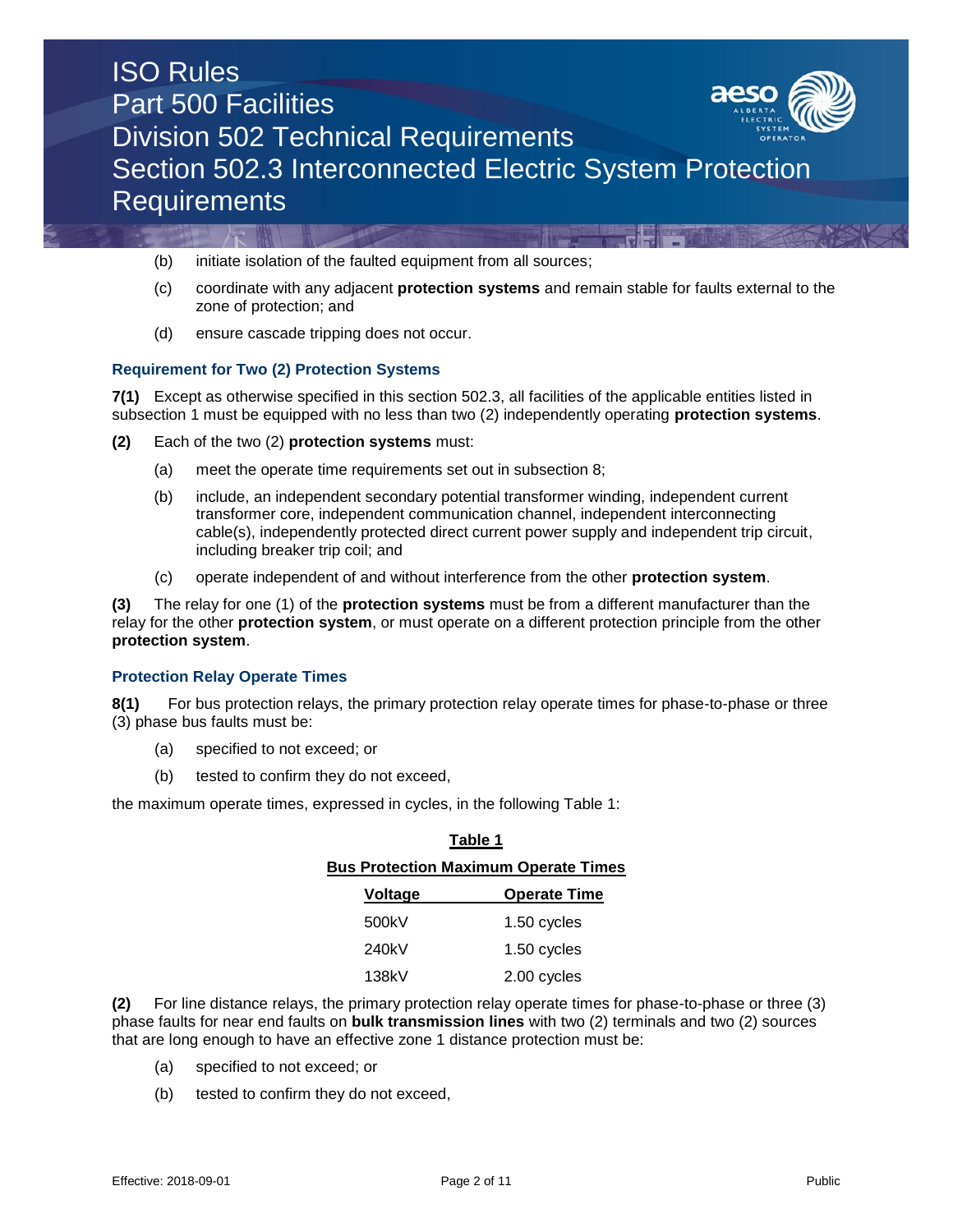(b) initiate isolation of the faulted equipment from all sources;

(c) coordinate with any adjacent **protection systems** and remain stable for faults external to the zone of protection; and

(d) ensure cascade tripping does not occur.

### Requirement for Two (2) Protection Systems

**7(1)** Except as otherwise specified in this section 502.3, all facilities of the applicable entities listed in subsection 1 must be equipped with no less than two (2) independently operating **protection systems**.

**(2)** Each of the two (2) **protection systems** must:

(a) meet the operate time requirements set out in subsection 8;

(b) include, an independent secondary potential transformer winding, independent current transformer core, independent communication channel, independent interconnecting cable(s), independently protected direct current power supply and independent trip circuit, including breaker trip coil; and

(c) operate independent of and without interference from the other **protection system**.

**(3)** The relay for one (1) of the **protection systems** must be from a different manufacturer than the relay for the other **protection system**, or must operate on a different protection principle from the other **protection system**.

### Protection Relay Operate Times

**8(1)** For bus protection relays, the primary protection relay operate times for phase-to-phase or three (3) phase bus faults must be:

(a) specified to not exceed; or

(b) tested to confirm they do not exceed,

the maximum operate times, expressed in cycles, in the following Table 1:

**Table 1**

**Bus Protection Maximum Operate Times**

| Voltage | Operate Time |
|---|---|
| 500kV | 1.50 cycles |
| 240kV | 1.50 cycles |
| 138kV | 2.00 cycles |

**(2)** For line distance relays, the primary protection relay operate times for phase-to-phase or three (3) phase faults for near end faults on **bulk transmission lines** with two (2) terminals and two (2) sources that are long enough to have an effective zone 1 distance protection must be:

(a) specified to not exceed; or

(b) tested to confirm they do not exceed,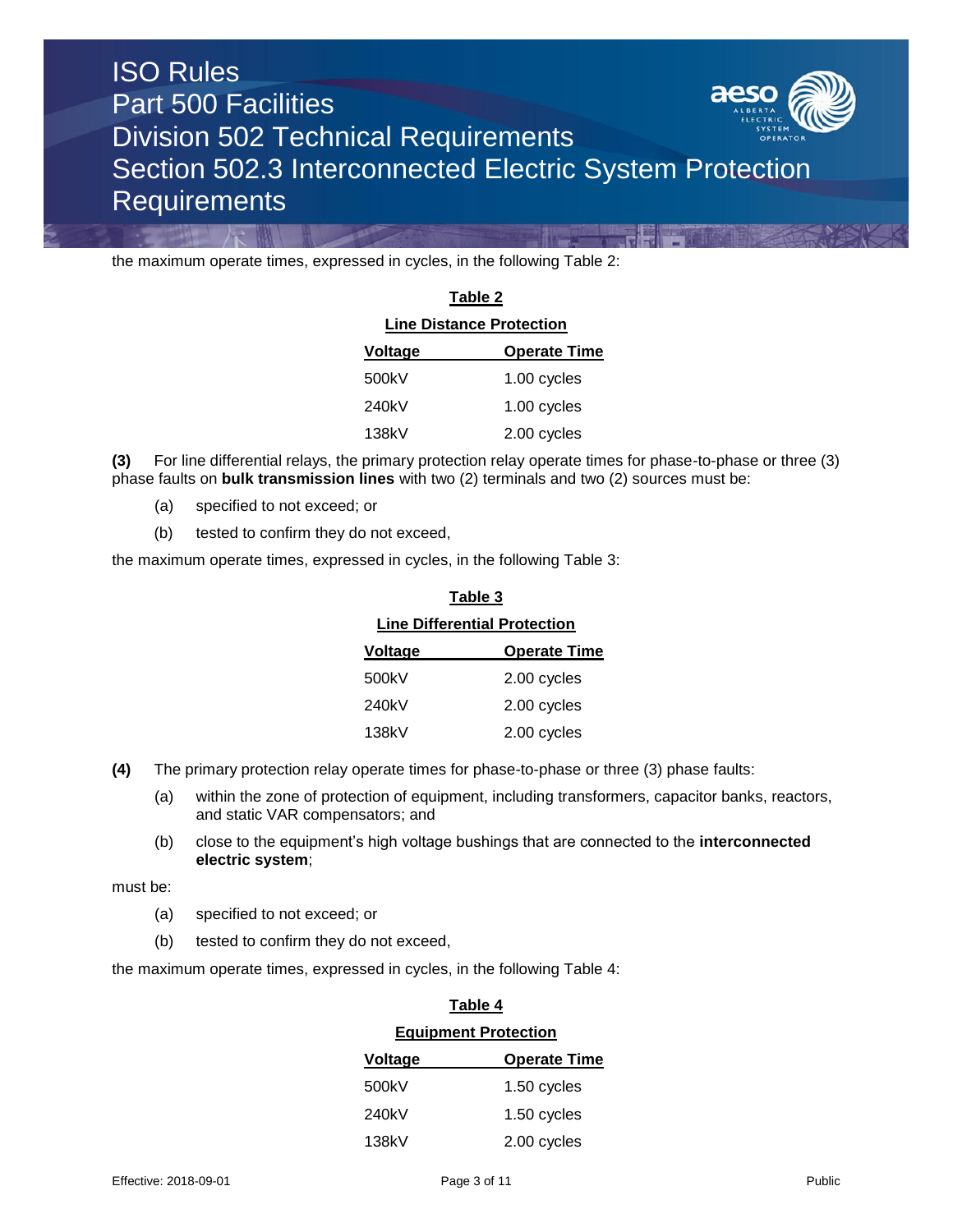the maximum operate times, expressed in cycles, in the following Table 2:

**Table 2**

**Line Distance Protection**

| Voltage | Operate Time |
|---|---|
| 500kV | 1.00 cycles |
| 240kV | 1.00 cycles |
| 138kV | 2.00 cycles |

**(3)** For line differential relays, the primary protection relay operate times for phase-to-phase or three (3) phase faults on **bulk transmission lines** with two (2) terminals and two (2) sources must be:

(a) specified to not exceed; or

(b) tested to confirm they do not exceed,

the maximum operate times, expressed in cycles, in the following Table 3:

**Table 3**

**Line Differential Protection**

| Voltage | Operate Time |
|---|---|
| 500kV | 2.00 cycles |
| 240kV | 2.00 cycles |
| 138kV | 2.00 cycles |

**(4)** The primary protection relay operate times for phase-to-phase or three (3) phase faults:

(a) within the zone of protection of equipment, including transformers, capacitor banks, reactors, and static VAR compensators; and

(b) close to the equipment's high voltage bushings that are connected to the **interconnected electric system**;

must be:

(a) specified to not exceed; or

(b) tested to confirm they do not exceed,

the maximum operate times, expressed in cycles, in the following Table 4:

**Table 4**

**Equipment Protection**

| Voltage | Operate Time |
|---|---|
| 500kV | 1.50 cycles |
| 240kV | 1.50 cycles |
| 138kV | 2.00 cycles |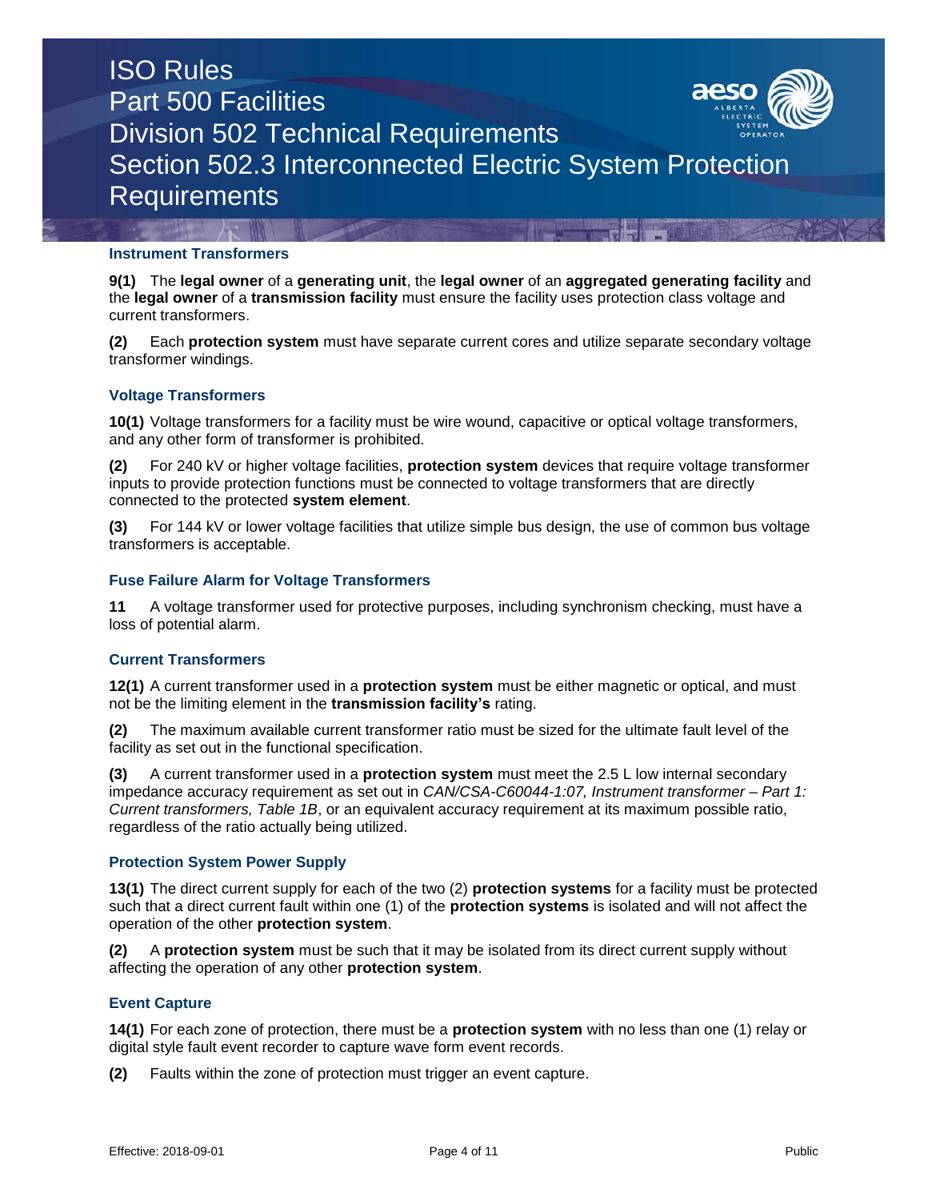### Instrument Transformers

**9(1)** The **legal owner** of a **generating unit**, the **legal owner** of an **aggregated generating facility** and the **legal owner** of a **transmission facility** must ensure the facility uses protection class voltage and current transformers.

**(2)** Each **protection system** must have separate current cores and utilize separate secondary voltage transformer windings.

### Voltage Transformers

**10(1)** Voltage transformers for a facility must be wire wound, capacitive or optical voltage transformers, and any other form of transformer is prohibited.

**(2)** For 240 kV or higher voltage facilities, **protection system** devices that require voltage transformer inputs to provide protection functions must be connected to voltage transformers that are directly connected to the protected **system element**.

**(3)** For 144 kV or lower voltage facilities that utilize simple bus design, the use of common bus voltage transformers is acceptable.

### Fuse Failure Alarm for Voltage Transformers

**11** A voltage transformer used for protective purposes, including synchronism checking, must have a loss of potential alarm.

### Current Transformers

**12(1)** A current transformer used in a **protection system** must be either magnetic or optical, and must not be the limiting element in the **transmission facility's** rating.

**(2)** The maximum available current transformer ratio must be sized for the ultimate fault level of the facility as set out in the functional specification.

**(3)** A current transformer used in a **protection system** must meet the 2.5 L low internal secondary impedance accuracy requirement as set out in *CAN/CSA-C60044-1:07, Instrument transformer – Part 1: Current transformers, Table 1B*, or an equivalent accuracy requirement at its maximum possible ratio, regardless of the ratio actually being utilized.

### Protection System Power Supply

**13(1)** The direct current supply for each of the two (2) **protection systems** for a facility must be protected such that a direct current fault within one (1) of the **protection systems** is isolated and will not affect the operation of the other **protection system**.

**(2)** A **protection system** must be such that it may be isolated from its direct current supply without affecting the operation of any other **protection system**.

### Event Capture

**14(1)** For each zone of protection, there must be a **protection system** with no less than one (1) relay or digital style fault event recorder to capture wave form event records.

**(2)** Faults within the zone of protection must trigger an event capture.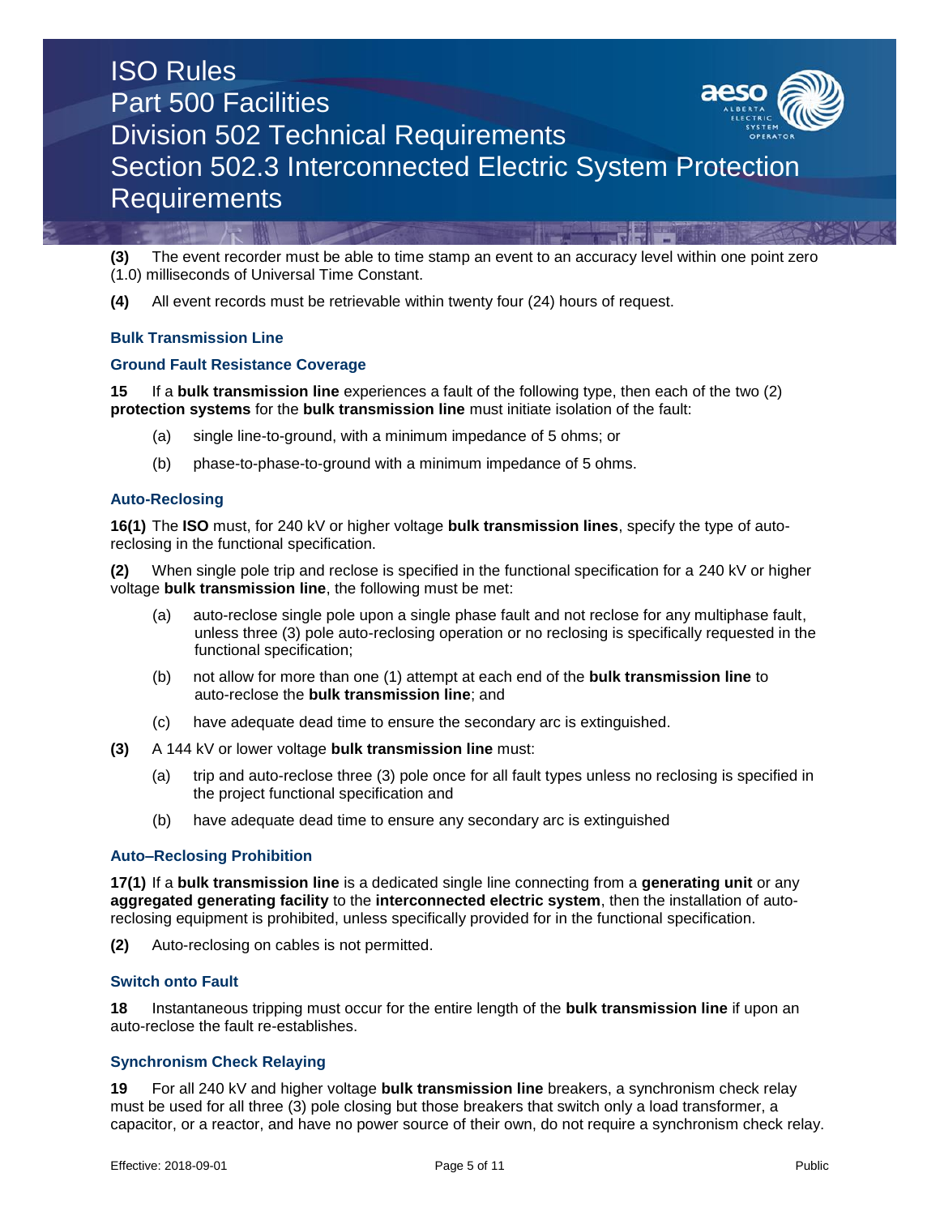**(3)** The event recorder must be able to time stamp an event to an accuracy level within one point zero (1.0) milliseconds of Universal Time Constant.

**(4)** All event records must be retrievable within twenty four (24) hours of request.

### Bulk Transmission Line

#### Ground Fault Resistance Coverage

**15** If a **bulk transmission line** experiences a fault of the following type, then each of the two (2) **protection systems** for the **bulk transmission line** must initiate isolation of the fault:

(a) single line-to-ground, with a minimum impedance of 5 ohms; or

(b) phase-to-phase-to-ground with a minimum impedance of 5 ohms.

#### Auto-Reclosing

**16(1)** The **ISO** must, for 240 kV or higher voltage **bulk transmission lines**, specify the type of auto-reclosing in the functional specification.

**(2)** When single pole trip and reclose is specified in the functional specification for a 240 kV or higher voltage **bulk transmission line**, the following must be met:

(a) auto-reclose single pole upon a single phase fault and not reclose for any multiphase fault, unless three (3) pole auto-reclosing operation or no reclosing is specifically requested in the functional specification;

(b) not allow for more than one (1) attempt at each end of the **bulk transmission line** to auto-reclose the **bulk transmission line**; and

(c) have adequate dead time to ensure the secondary arc is extinguished.

**(3)** A 144 kV or lower voltage **bulk transmission line** must:

(a) trip and auto-reclose three (3) pole once for all fault types unless no reclosing is specified in the project functional specification and

(b) have adequate dead time to ensure any secondary arc is extinguished

#### Auto–Reclosing Prohibition

**17(1)** If a **bulk transmission line** is a dedicated single line connecting from a **generating unit** or any **aggregated generating facility** to the **interconnected electric system**, then the installation of auto-reclosing equipment is prohibited, unless specifically provided for in the functional specification.

**(2)** Auto-reclosing on cables is not permitted.

#### Switch onto Fault

**18** Instantaneous tripping must occur for the entire length of the **bulk transmission line** if upon an auto-reclose the fault re-establishes.

#### Synchronism Check Relaying

**19** For all 240 kV and higher voltage **bulk transmission line** breakers, a synchronism check relay must be used for all three (3) pole closing but those breakers that switch only a load transformer, a capacitor, or a reactor, and have no power source of their own, do not require a synchronism check relay.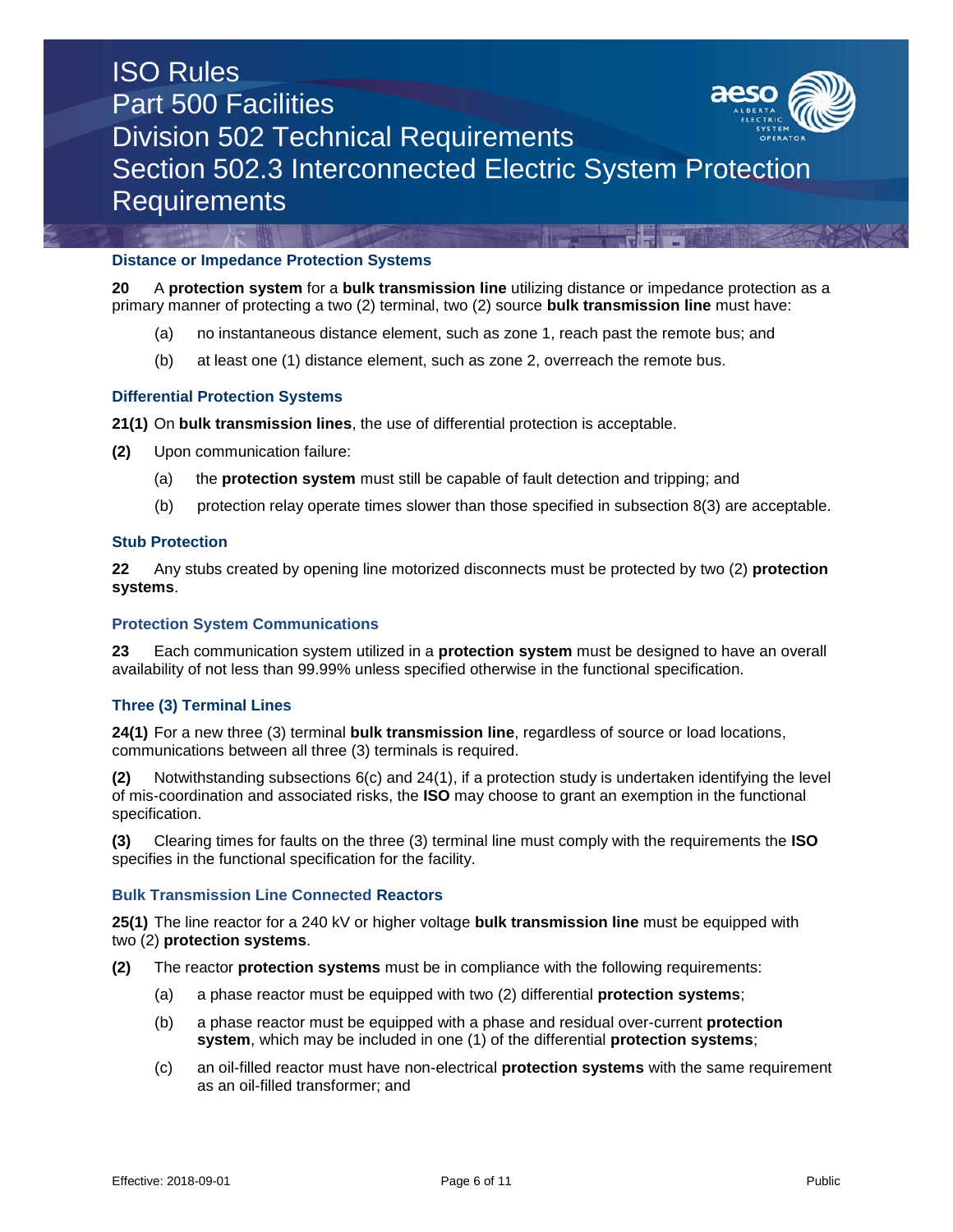### Distance or Impedance Protection Systems

**20** A **protection system** for a **bulk transmission line** utilizing distance or impedance protection as a primary manner of protecting a two (2) terminal, two (2) source **bulk transmission line** must have:

(a) no instantaneous distance element, such as zone 1, reach past the remote bus; and

(b) at least one (1) distance element, such as zone 2, overreach the remote bus.

### Differential Protection Systems

**21(1)** On **bulk transmission lines**, the use of differential protection is acceptable.

**(2)** Upon communication failure:

(a) the **protection system** must still be capable of fault detection and tripping; and

(b) protection relay operate times slower than those specified in subsection 8(3) are acceptable.

### Stub Protection

**22** Any stubs created by opening line motorized disconnects must be protected by two (2) **protection systems**.

### Protection System Communications

**23** Each communication system utilized in a **protection system** must be designed to have an overall availability of not less than 99.99% unless specified otherwise in the functional specification.

### Three (3) Terminal Lines

**24(1)** For a new three (3) terminal **bulk transmission line**, regardless of source or load locations, communications between all three (3) terminals is required.

**(2)** Notwithstanding subsections 6(c) and 24(1), if a protection study is undertaken identifying the level of mis-coordination and associated risks, the **ISO** may choose to grant an exemption in the functional specification.

**(3)** Clearing times for faults on the three (3) terminal line must comply with the requirements the **ISO** specifies in the functional specification for the facility.

### Bulk Transmission Line Connected Reactors

**25(1)** The line reactor for a 240 kV or higher voltage **bulk transmission line** must be equipped with two (2) **protection systems**.

**(2)** The reactor **protection systems** must be in compliance with the following requirements:

(a) a phase reactor must be equipped with two (2) differential **protection systems**;

(b) a phase reactor must be equipped with a phase and residual over-current **protection system**, which may be included in one (1) of the differential **protection systems**;

(c) an oil-filled reactor must have non-electrical **protection systems** with the same requirement as an oil-filled transformer; and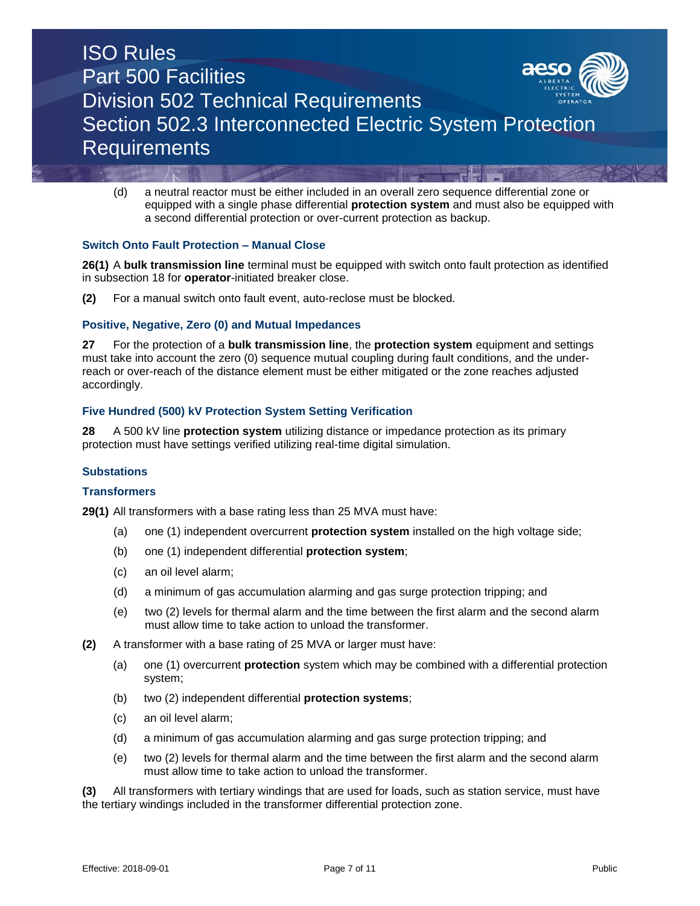(d) a neutral reactor must be either included in an overall zero sequence differential zone or equipped with a single phase differential **protection system** and must also be equipped with a second differential protection or over-current protection as backup.

### Switch Onto Fault Protection – Manual Close

**26(1)** A **bulk transmission line** terminal must be equipped with switch onto fault protection as identified in subsection 18 for **operator**-initiated breaker close.

**(2)** For a manual switch onto fault event, auto-reclose must be blocked.

### Positive, Negative, Zero (0) and Mutual Impedances

**27** For the protection of a **bulk transmission line**, the **protection system** equipment and settings must take into account the zero (0) sequence mutual coupling during fault conditions, and the under-reach or over-reach of the distance element must be either mitigated or the zone reaches adjusted accordingly.

### Five Hundred (500) kV Protection System Setting Verification

**28** A 500 kV line **protection system** utilizing distance or impedance protection as its primary protection must have settings verified utilizing real-time digital simulation.

### Substations

### Transformers

**29(1)** All transformers with a base rating less than 25 MVA must have:

(a) one (1) independent overcurrent **protection system** installed on the high voltage side;

(b) one (1) independent differential **protection system**;

(c) an oil level alarm;

(d) a minimum of gas accumulation alarming and gas surge protection tripping; and

(e) two (2) levels for thermal alarm and the time between the first alarm and the second alarm must allow time to take action to unload the transformer.

**(2)** A transformer with a base rating of 25 MVA or larger must have:

(a) one (1) overcurrent **protection** system which may be combined with a differential protection system;

(b) two (2) independent differential **protection systems**;

(c) an oil level alarm;

(d) a minimum of gas accumulation alarming and gas surge protection tripping; and

(e) two (2) levels for thermal alarm and the time between the first alarm and the second alarm must allow time to take action to unload the transformer.

**(3)** All transformers with tertiary windings that are used for loads, such as station service, must have the tertiary windings included in the transformer differential protection zone.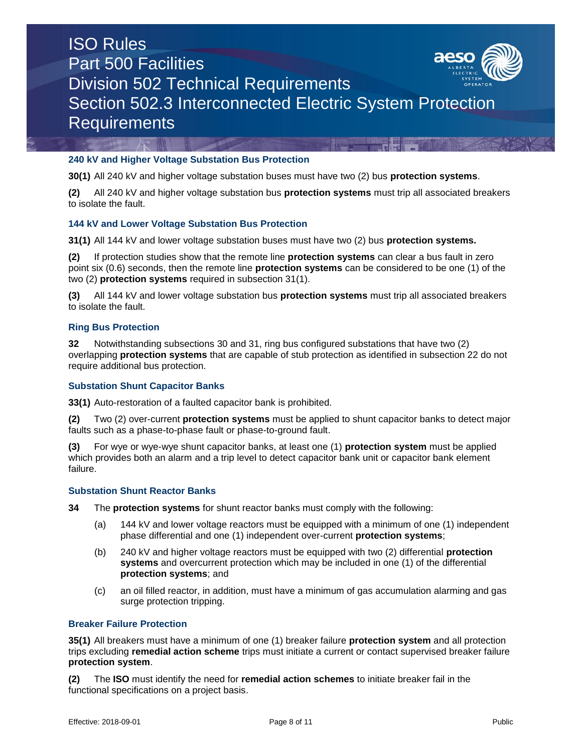### 240 kV and Higher Voltage Substation Bus Protection

**30(1)** All 240 kV and higher voltage substation buses must have two (2) bus **protection systems**.

**(2)** All 240 kV and higher voltage substation bus **protection systems** must trip all associated breakers to isolate the fault.

### 144 kV and Lower Voltage Substation Bus Protection

**31(1)** All 144 kV and lower voltage substation buses must have two (2) bus **protection systems.**

**(2)** If protection studies show that the remote line **protection systems** can clear a bus fault in zero point six (0.6) seconds, then the remote line **protection systems** can be considered to be one (1) of the two (2) **protection systems** required in subsection 31(1).

**(3)** All 144 kV and lower voltage substation bus **protection systems** must trip all associated breakers to isolate the fault.

### Ring Bus Protection

**32** Notwithstanding subsections 30 and 31, ring bus configured substations that have two (2) overlapping **protection systems** that are capable of stub protection as identified in subsection 22 do not require additional bus protection.

### Substation Shunt Capacitor Banks

**33(1)** Auto-restoration of a faulted capacitor bank is prohibited.

**(2)** Two (2) over-current **protection systems** must be applied to shunt capacitor banks to detect major faults such as a phase-to-phase fault or phase-to-ground fault.

**(3)** For wye or wye-wye shunt capacitor banks, at least one (1) **protection system** must be applied which provides both an alarm and a trip level to detect capacitor bank unit or capacitor bank element failure.

### Substation Shunt Reactor Banks

**34** The **protection systems** for shunt reactor banks must comply with the following:

(a) 144 kV and lower voltage reactors must be equipped with a minimum of one (1) independent phase differential and one (1) independent over-current **protection systems**;

(b) 240 kV and higher voltage reactors must be equipped with two (2) differential **protection systems** and overcurrent protection which may be included in one (1) of the differential **protection systems**; and

(c) an oil filled reactor, in addition, must have a minimum of gas accumulation alarming and gas surge protection tripping.

### Breaker Failure Protection

**35(1)** All breakers must have a minimum of one (1) breaker failure **protection system** and all protection trips excluding **remedial action scheme** trips must initiate a current or contact supervised breaker failure **protection system**.

**(2)** The **ISO** must identify the need for **remedial action schemes** to initiate breaker fail in the functional specifications on a project basis.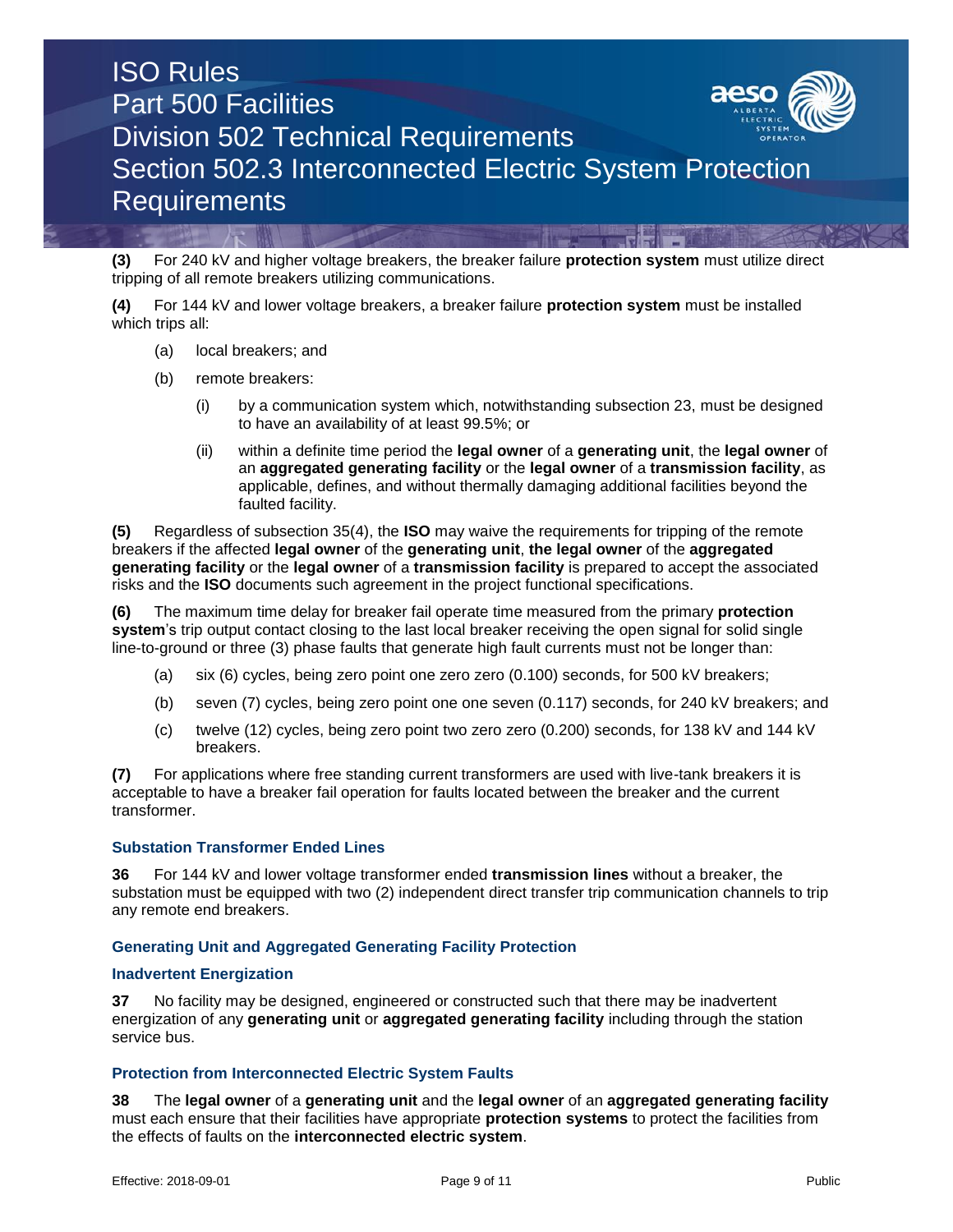**(3)** For 240 kV and higher voltage breakers, the breaker failure **protection system** must utilize direct tripping of all remote breakers utilizing communications.

**(4)** For 144 kV and lower voltage breakers, a breaker failure **protection system** must be installed which trips all:

(a) local breakers; and

(b) remote breakers:

(i) by a communication system which, notwithstanding subsection 23, must be designed to have an availability of at least 99.5%; or

(ii) within a definite time period the **legal owner** of a **generating unit**, the **legal owner** of an **aggregated generating facility** or the **legal owner** of a **transmission facility**, as applicable, defines, and without thermally damaging additional facilities beyond the faulted facility.

**(5)** Regardless of subsection 35(4), the **ISO** may waive the requirements for tripping of the remote breakers if the affected **legal owner** of the **generating unit**, **the legal owner** of the **aggregated generating facility** or the **legal owner** of a **transmission facility** is prepared to accept the associated risks and the **ISO** documents such agreement in the project functional specifications.

**(6)** The maximum time delay for breaker fail operate time measured from the primary **protection system**'s trip output contact closing to the last local breaker receiving the open signal for solid single line-to-ground or three (3) phase faults that generate high fault currents must not be longer than:

(a) six (6) cycles, being zero point one zero zero (0.100) seconds, for 500 kV breakers;

(b) seven (7) cycles, being zero point one one seven (0.117) seconds, for 240 kV breakers; and

(c) twelve (12) cycles, being zero point two zero zero (0.200) seconds, for 138 kV and 144 kV breakers.

**(7)** For applications where free standing current transformers are used with live-tank breakers it is acceptable to have a breaker fail operation for faults located between the breaker and the current transformer.

### Substation Transformer Ended Lines

**36** For 144 kV and lower voltage transformer ended **transmission lines** without a breaker, the substation must be equipped with two (2) independent direct transfer trip communication channels to trip any remote end breakers.

### Generating Unit and Aggregated Generating Facility Protection

### Inadvertent Energization

**37** No facility may be designed, engineered or constructed such that there may be inadvertent energization of any **generating unit** or **aggregated generating facility** including through the station service bus.

### Protection from Interconnected Electric System Faults

**38** The **legal owner** of a **generating unit** and the **legal owner** of an **aggregated generating facility** must each ensure that their facilities have appropriate **protection systems** to protect the facilities from the effects of faults on the **interconnected electric system**.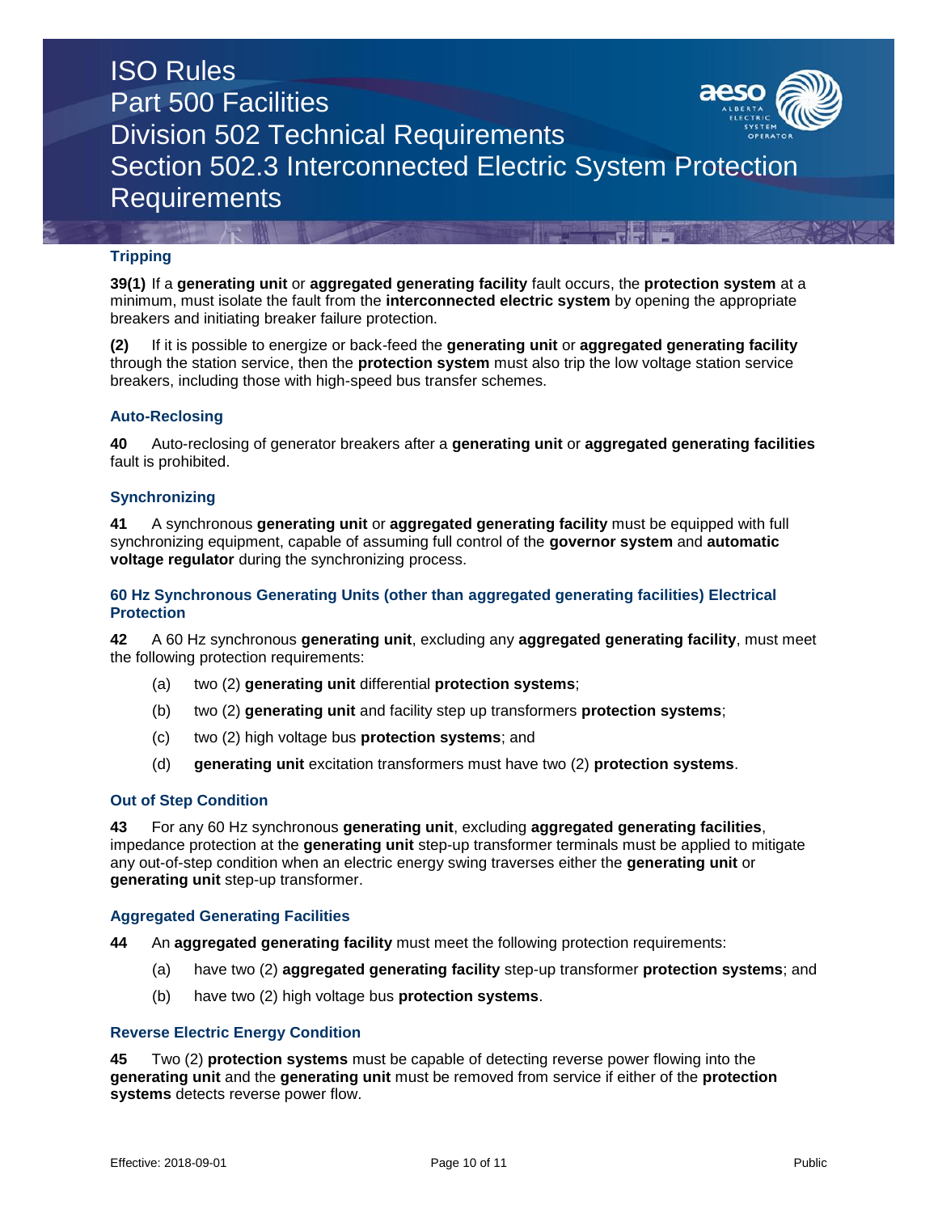### Tripping

**39(1)** If a **generating unit** or **aggregated generating facility** fault occurs, the **protection system** at a minimum, must isolate the fault from the **interconnected electric system** by opening the appropriate breakers and initiating breaker failure protection.

**(2)** If it is possible to energize or back-feed the **generating unit** or **aggregated generating facility** through the station service, then the **protection system** must also trip the low voltage station service breakers, including those with high-speed bus transfer schemes.

### Auto-Reclosing

**40** Auto-reclosing of generator breakers after a **generating unit** or **aggregated generating facilities** fault is prohibited.

### Synchronizing

**41** A synchronous **generating unit** or **aggregated generating facility** must be equipped with full synchronizing equipment, capable of assuming full control of the **governor system** and **automatic voltage regulator** during the synchronizing process.

### 60 Hz Synchronous Generating Units (other than aggregated generating facilities) Electrical Protection

**42** A 60 Hz synchronous **generating unit**, excluding any **aggregated generating facility**, must meet the following protection requirements:

- (a) two (2) **generating unit** differential **protection systems**;
- (b) two (2) **generating unit** and facility step up transformers **protection systems**;
- (c) two (2) high voltage bus **protection systems**; and
- (d) **generating unit** excitation transformers must have two (2) **protection systems**.

### Out of Step Condition

**43** For any 60 Hz synchronous **generating unit**, excluding **aggregated generating facilities**, impedance protection at the **generating unit** step-up transformer terminals must be applied to mitigate any out-of-step condition when an electric energy swing traverses either the **generating unit** or **generating unit** step-up transformer.

### Aggregated Generating Facilities

**44** An **aggregated generating facility** must meet the following protection requirements:

- (a) have two (2) **aggregated generating facility** step-up transformer **protection systems**; and
- (b) have two (2) high voltage bus **protection systems**.

### Reverse Electric Energy Condition

**45** Two (2) **protection systems** must be capable of detecting reverse power flowing into the **generating unit** and the **generating unit** must be removed from service if either of the **protection systems** detects reverse power flow.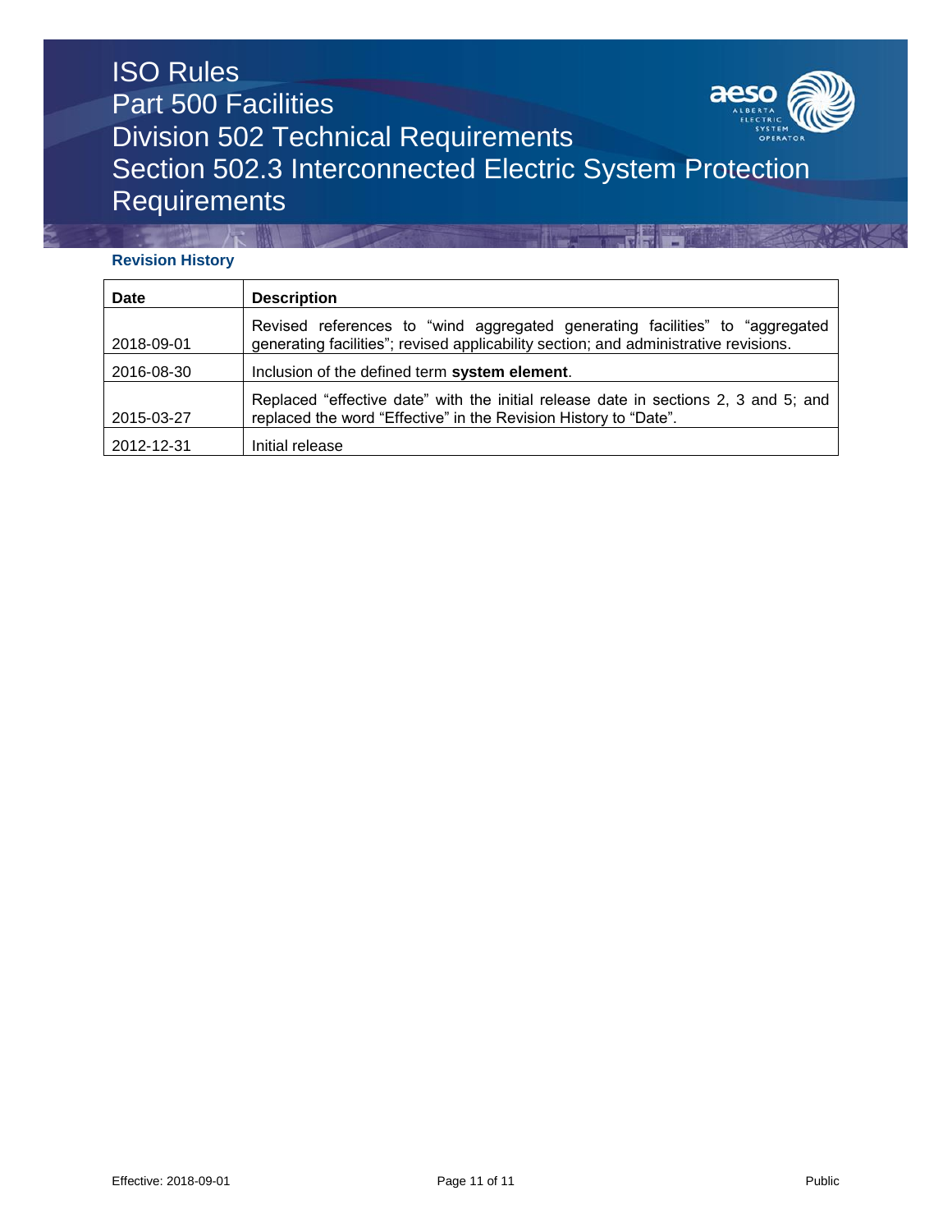**Revision History**

| Date | Description |
|---|---|
| 2018-09-01 | Revised references to “wind aggregated generating facilities” to “aggregated generating facilities”; revised applicability section; and administrative revisions. |
| 2016-08-30 | Inclusion of the defined term **system element**. |
| 2015-03-27 | Replaced “effective date” with the initial release date in sections 2, 3 and 5; and replaced the word “Effective” in the Revision History to “Date”. |
| 2012-12-31 | Initial release |